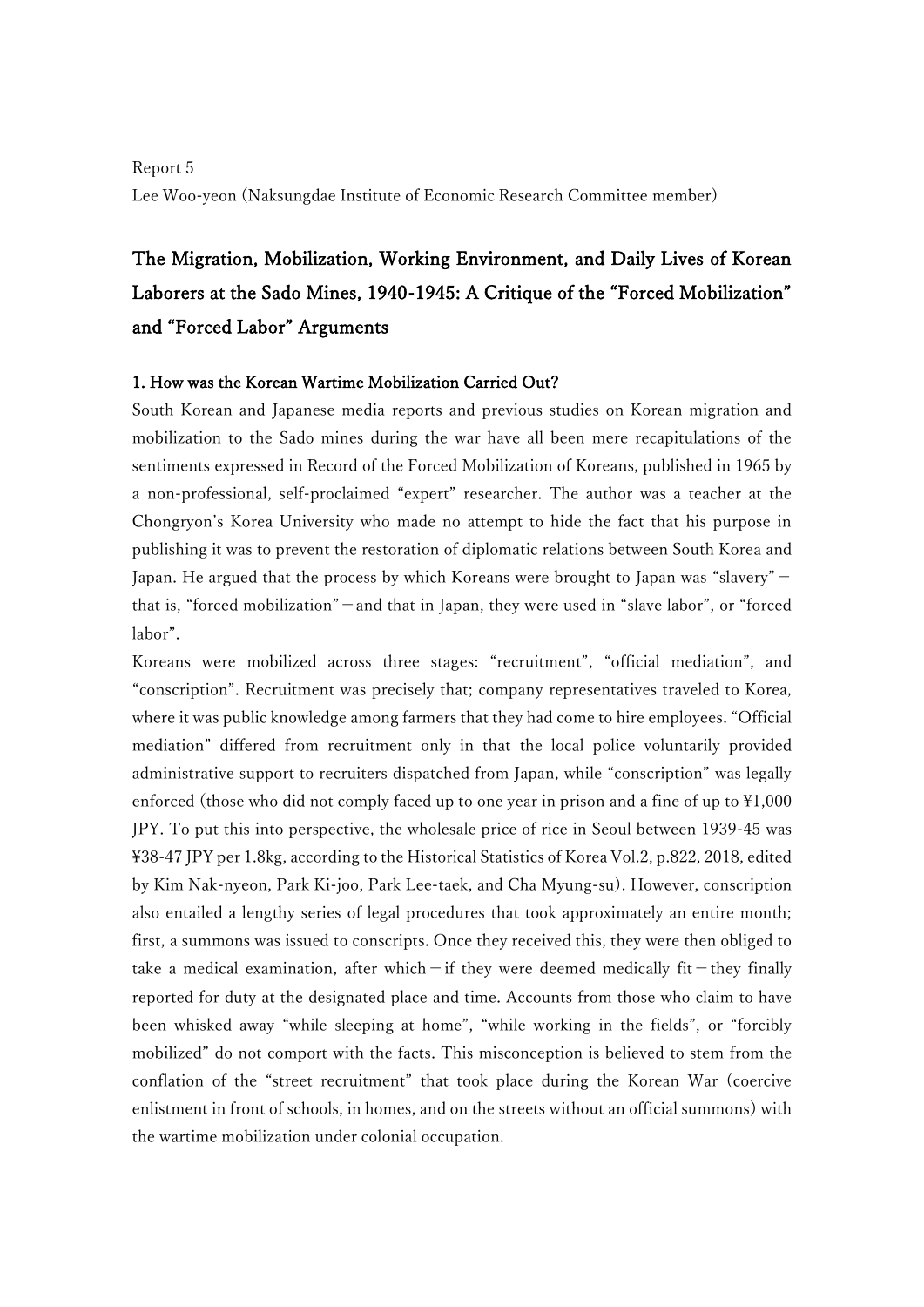Report 5

Lee Woo-yeon (Naksungdae Institute of Economic Research Committee member)

# The Migration, Mobilization, Working Environment, and Daily Lives of Korean Laborers at the Sado Mines, 1940-1945: A Critique of the "Forced Mobilization" and "Forced Labor" Arguments

## 1. How was the Korean Wartime Mobilization Carried Out?

South Korean and Japanese media reports and previous studies on Korean migration and mobilization to the Sado mines during the war have all been mere recapitulations of the sentiments expressed in Record of the Forced Mobilization of Koreans, published in 1965 by a non-professional, self-proclaimed "expert" researcher. The author was a teacher at the Chongryon's Korea University who made no attempt to hide the fact that his purpose in publishing it was to prevent the restoration of diplomatic relations between South Korea and Japan. He argued that the process by which Koreans were brought to Japan was "slavery"－that is, "forced mobilization"－and that in Japan, they were used in "slave labor", or "forced labor".

Koreans were mobilized across three stages: "recruitment", "official mediation", and "conscription". Recruitment was precisely that; company representatives traveled to Korea, where it was public knowledge among farmers that they had come to hire employees. "Official mediation" differed from recruitment only in that the local police voluntarily provided administrative support to recruiters dispatched from Japan, while "conscription" was legally enforced (those who did not comply faced up to one year in prison and a fine of up to ¥1,000 JPY. To put this into perspective, the wholesale price of rice in Seoul between 1939-45 was ¥38-47 JPY per 1.8kg, according to the Historical Statistics of Korea Vol.2, p.822, 2018, edited by Kim Nak-nyeon, Park Ki-joo, Park Lee-taek, and Cha Myung-su). However, conscription also entailed a lengthy series of legal procedures that took approximately an entire month; first, a summons was issued to conscripts. Once they received this, they were then obliged to take a medical examination, after which－if they were deemed medically fit－they finally reported for duty at the designated place and time. Accounts from those who claim to have been whisked away "while sleeping at home", "while working in the fields", or "forcibly mobilized" do not comport with the facts. This misconception is believed to stem from the conflation of the "street recruitment" that took place during the Korean War (coercive enlistment in front of schools, in homes, and on the streets without an official summons) with the wartime mobilization under colonial occupation.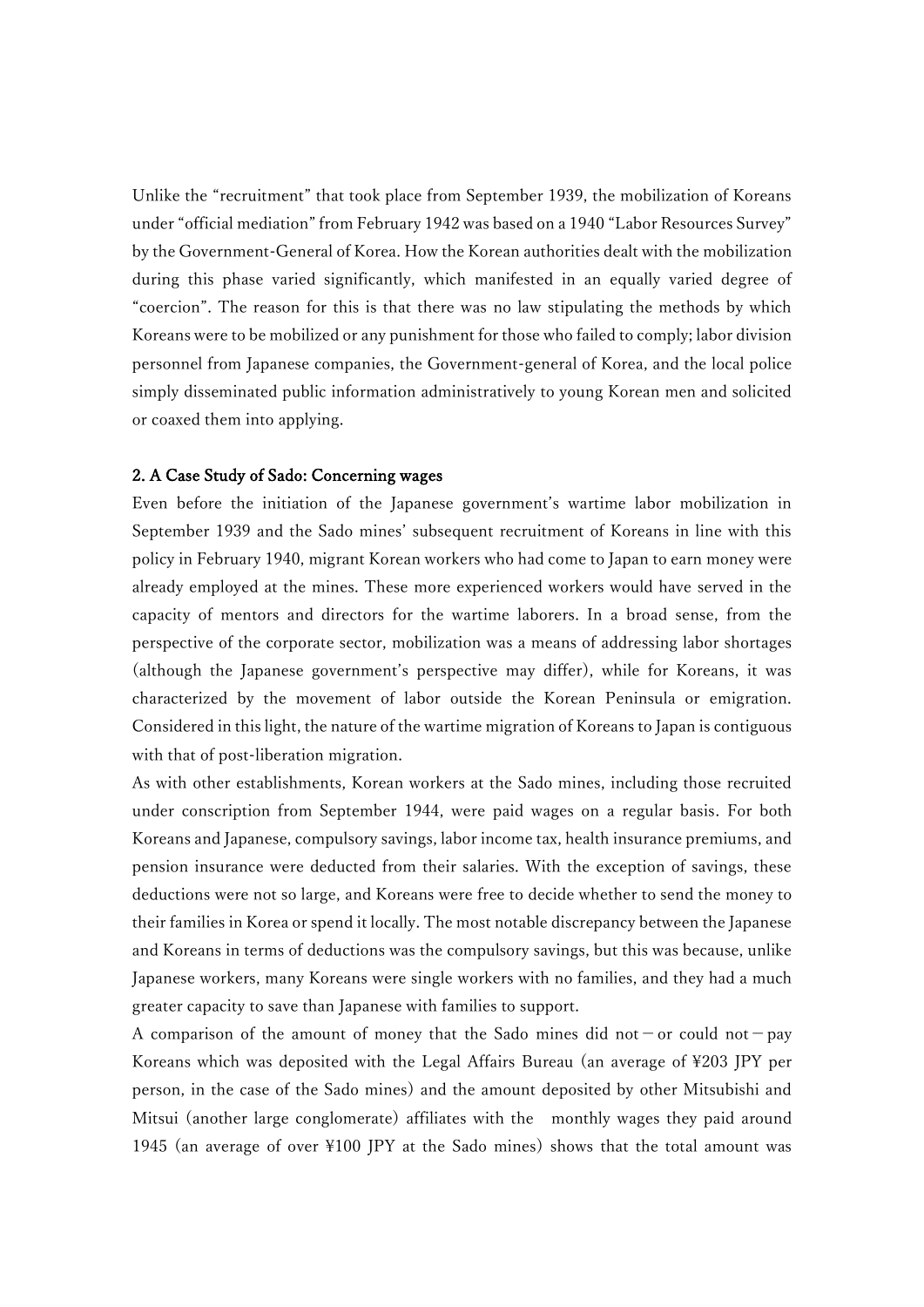Unlike the "recruitment" that took place from September 1939, the mobilization of Koreans under "official mediation" from February 1942 was based on a 1940 "Labor Resources Survey" by the Government-General of Korea. How the Korean authorities dealt with the mobilization during this phase varied significantly, which manifested in an equally varied degree of "coercion". The reason for this is that there was no law stipulating the methods by which Koreans were to be mobilized or any punishment for those who failed to comply; labor division personnel from Japanese companies, the Government-general of Korea, and the local police simply disseminated public information administratively to young Korean men and solicited or coaxed them into applying.

## 2. A Case Study of Sado: Concerning wages

Even before the initiation of the Japanese government's wartime labor mobilization in September 1939 and the Sado mines' subsequent recruitment of Koreans in line with this policy in February 1940, migrant Korean workers who had come to Japan to earn money were already employed at the mines. These more experienced workers would have served in the capacity of mentors and directors for the wartime laborers. In a broad sense, from the perspective of the corporate sector, mobilization was a means of addressing labor shortages (although the Japanese government's perspective may differ), while for Koreans, it was characterized by the movement of labor outside the Korean Peninsula or emigration. Considered in this light, the nature of the wartime migration of Koreans to Japan is contiguous with that of post-liberation migration.

As with other establishments, Korean workers at the Sado mines, including those recruited under conscription from September 1944, were paid wages on a regular basis. For both Koreans and Japanese, compulsory savings, labor income tax, health insurance premiums, and pension insurance were deducted from their salaries. With the exception of savings, these deductions were not so large, and Koreans were free to decide whether to send the money to their families in Korea or spend it locally. The most notable discrepancy between the Japanese and Koreans in terms of deductions was the compulsory savings, but this was because, unlike Japanese workers, many Koreans were single workers with no families, and they had a much greater capacity to save than Japanese with families to support.

A comparison of the amount of money that the Sado mines did not－or could not－pay Koreans which was deposited with the Legal Affairs Bureau (an average of ¥203 JPY per person, in the case of the Sado mines) and the amount deposited by other Mitsubishi and Mitsui (another large conglomerate) affiliates with the monthly wages they paid around 1945 (an average of over ¥100 JPY at the Sado mines) shows that the total amount was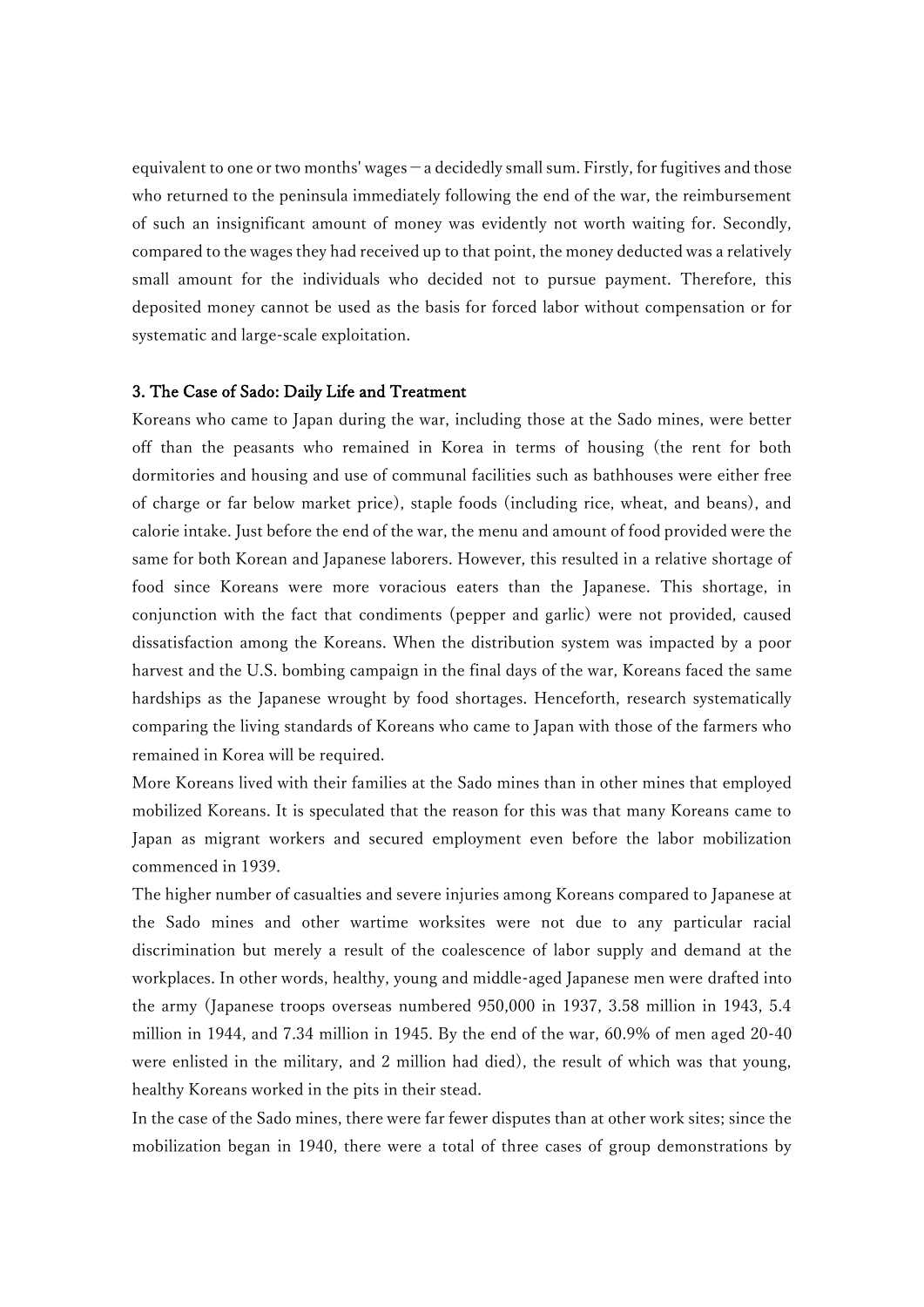equivalent to one or two months' wages－a decidedly small sum. Firstly, for fugitives and those who returned to the peninsula immediately following the end of the war, the reimbursement of such an insignificant amount of money was evidently not worth waiting for. Secondly, compared to the wages they had received up to that point, the money deducted was a relatively small amount for the individuals who decided not to pursue payment. Therefore, this deposited money cannot be used as the basis for forced labor without compensation or for systematic and large-scale exploitation.

### 3. The Case of Sado: Daily Life and Treatment

Koreans who came to Japan during the war, including those at the Sado mines, were better off than the peasants who remained in Korea in terms of housing (the rent for both dormitories and housing and use of communal facilities such as bathhouses were either free of charge or far below market price), staple foods (including rice, wheat, and beans), and calorie intake. Just before the end of the war, the menu and amount of food provided were the same for both Korean and Japanese laborers. However, this resulted in a relative shortage of food since Koreans were more voracious eaters than the Japanese. This shortage, in conjunction with the fact that condiments (pepper and garlic) were not provided, caused dissatisfaction among the Koreans. When the distribution system was impacted by a poor harvest and the U.S. bombing campaign in the final days of the war, Koreans faced the same hardships as the Japanese wrought by food shortages. Henceforth, research systematically comparing the living standards of Koreans who came to Japan with those of the farmers who remained in Korea will be required.

More Koreans lived with their families at the Sado mines than in other mines that employed mobilized Koreans. It is speculated that the reason for this was that many Koreans came to Japan as migrant workers and secured employment even before the labor mobilization commenced in 1939.

The higher number of casualties and severe injuries among Koreans compared to Japanese at the Sado mines and other wartime worksites were not due to any particular racial discrimination but merely a result of the coalescence of labor supply and demand at the workplaces. In other words, healthy, young and middle-aged Japanese men were drafted into the army (Japanese troops overseas numbered 950,000 in 1937, 3.58 million in 1943, 5.4 million in 1944, and 7.34 million in 1945. By the end of the war, 60.9% of men aged 20-40 were enlisted in the military, and 2 million had died), the result of which was that young, healthy Koreans worked in the pits in their stead.

In the case of the Sado mines, there were far fewer disputes than at other work sites; since the mobilization began in 1940, there were a total of three cases of group demonstrations by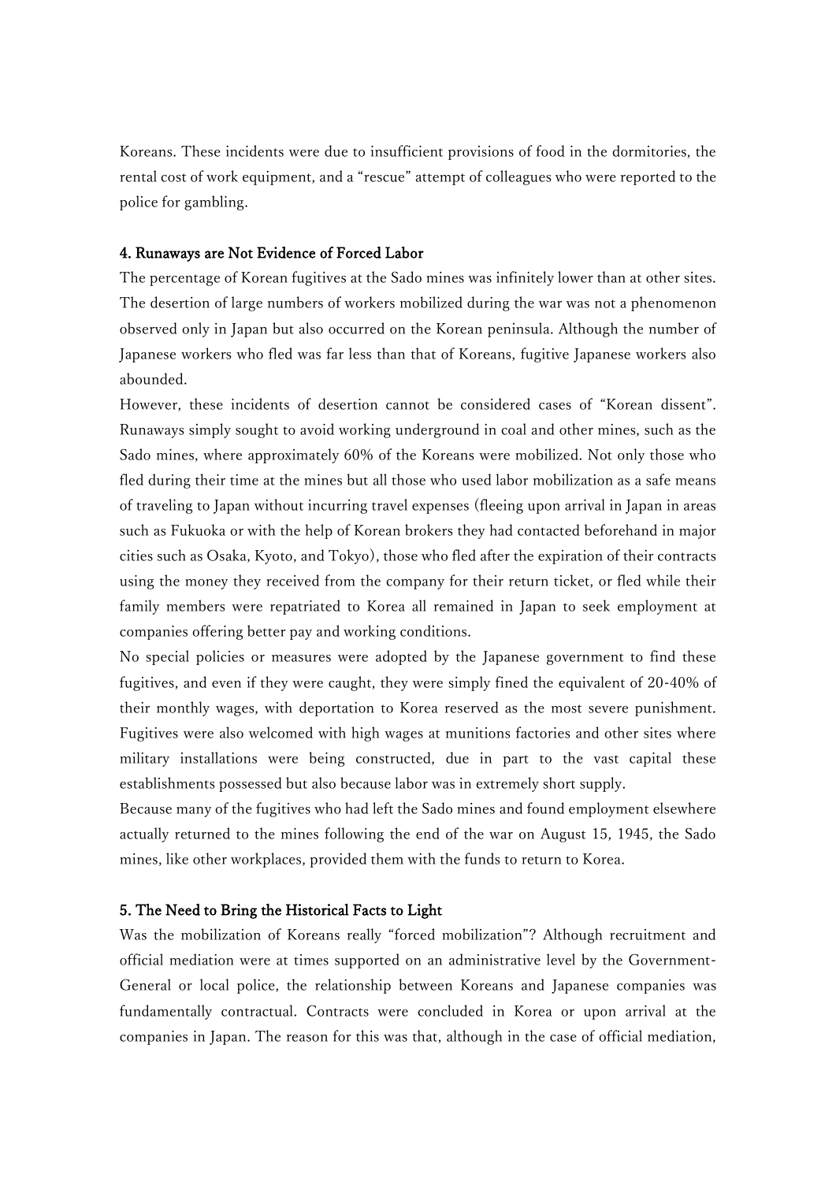Koreans. These incidents were due to insufficient provisions of food in the dormitories, the rental cost of work equipment, and a "rescue" attempt of colleagues who were reported to the police for gambling.

### 4. Runaways are Not Evidence of Forced Labor

The percentage of Korean fugitives at the Sado mines was infinitely lower than at other sites. The desertion of large numbers of workers mobilized during the war was not a phenomenon observed only in Japan but also occurred on the Korean peninsula. Although the number of Japanese workers who fled was far less than that of Koreans, fugitive Japanese workers also abounded.

However, these incidents of desertion cannot be considered cases of "Korean dissent". Runaways simply sought to avoid working underground in coal and other mines, such as the Sado mines, where approximately 60% of the Koreans were mobilized. Not only those who fled during their time at the mines but all those who used labor mobilization as a safe means of traveling to Japan without incurring travel expenses (fleeing upon arrival in Japan in areas such as Fukuoka or with the help of Korean brokers they had contacted beforehand in major cities such as Osaka, Kyoto, and Tokyo), those who fled after the expiration of their contracts using the money they received from the company for their return ticket, or fled while their family members were repatriated to Korea all remained in Japan to seek employment at companies offering better pay and working conditions.

No special policies or measures were adopted by the Japanese government to find these fugitives, and even if they were caught, they were simply fined the equivalent of 20-40% of their monthly wages, with deportation to Korea reserved as the most severe punishment. Fugitives were also welcomed with high wages at munitions factories and other sites where military installations were being constructed, due in part to the vast capital these establishments possessed but also because labor was in extremely short supply.

Because many of the fugitives who had left the Sado mines and found employment elsewhere actually returned to the mines following the end of the war on August 15, 1945, the Sado mines, like other workplaces, provided them with the funds to return to Korea.

### 5. The Need to Bring the Historical Facts to Light

Was the mobilization of Koreans really "forced mobilization"? Although recruitment and official mediation were at times supported on an administrative level by the Government-General or local police, the relationship between Koreans and Japanese companies was fundamentally contractual. Contracts were concluded in Korea or upon arrival at the companies in Japan. The reason for this was that, although in the case of official mediation,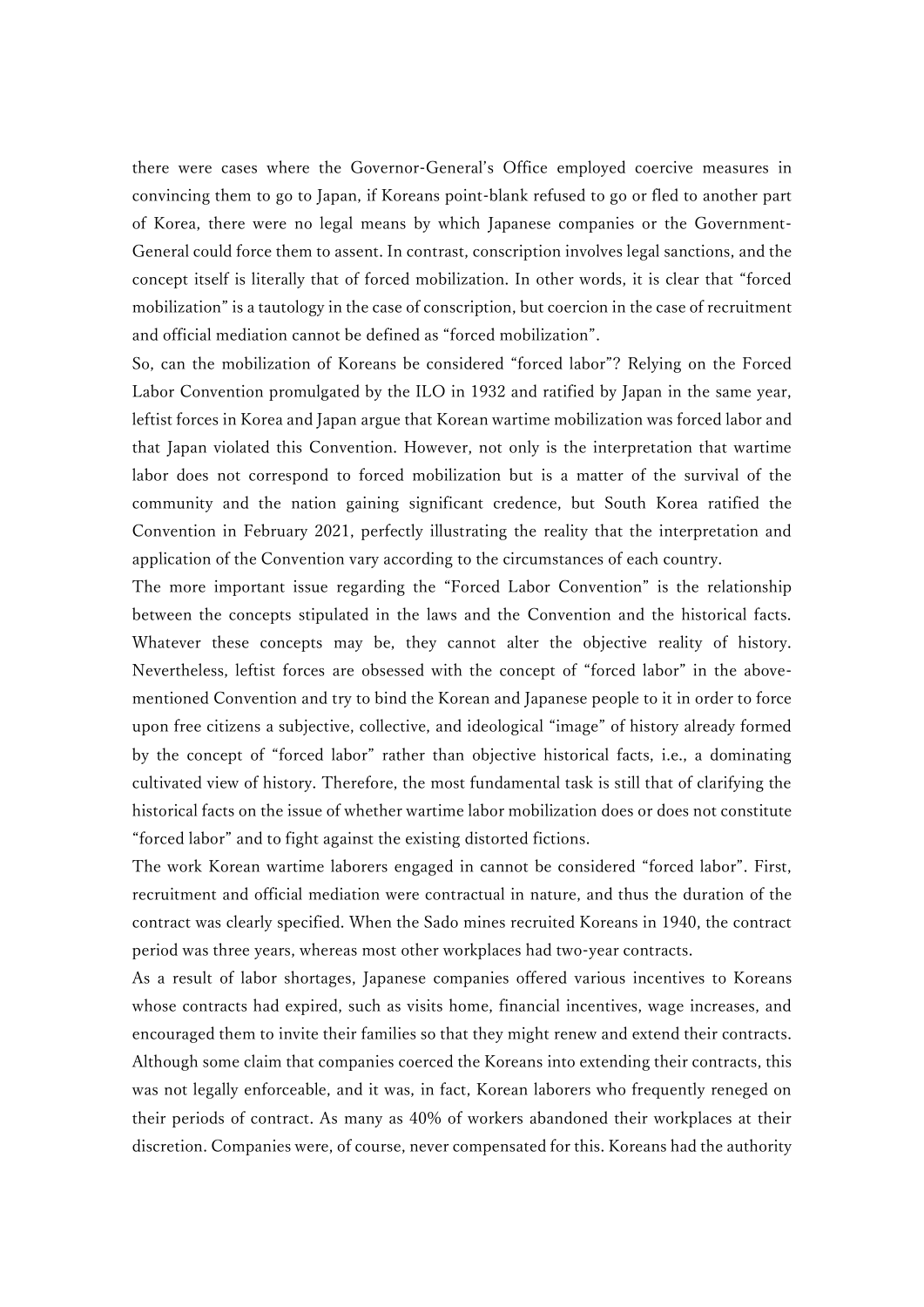there were cases where the Governor-General's Office employed coercive measures in convincing them to go to Japan, if Koreans point-blank refused to go or fled to another part of Korea, there were no legal means by which Japanese companies or the Government-General could force them to assent. In contrast, conscription involves legal sanctions, and the concept itself is literally that of forced mobilization. In other words, it is clear that "forced mobilization" is a tautology in the case of conscription, but coercion in the case of recruitment and official mediation cannot be defined as "forced mobilization".

So, can the mobilization of Koreans be considered "forced labor"? Relying on the Forced Labor Convention promulgated by the ILO in 1932 and ratified by Japan in the same year, leftist forces in Korea and Japan argue that Korean wartime mobilization was forced labor and that Japan violated this Convention. However, not only is the interpretation that wartime labor does not correspond to forced mobilization but is a matter of the survival of the community and the nation gaining significant credence, but South Korea ratified the Convention in February 2021, perfectly illustrating the reality that the interpretation and application of the Convention vary according to the circumstances of each country.

The more important issue regarding the "Forced Labor Convention" is the relationship between the concepts stipulated in the laws and the Convention and the historical facts. Whatever these concepts may be, they cannot alter the objective reality of history. Nevertheless, leftist forces are obsessed with the concept of "forced labor" in the above-mentioned Convention and try to bind the Korean and Japanese people to it in order to force upon free citizens a subjective, collective, and ideological "image" of history already formed by the concept of "forced labor" rather than objective historical facts, i.e., a dominating cultivated view of history. Therefore, the most fundamental task is still that of clarifying the historical facts on the issue of whether wartime labor mobilization does or does not constitute "forced labor" and to fight against the existing distorted fictions.

The work Korean wartime laborers engaged in cannot be considered "forced labor". First, recruitment and official mediation were contractual in nature, and thus the duration of the contract was clearly specified. When the Sado mines recruited Koreans in 1940, the contract period was three years, whereas most other workplaces had two-year contracts.

As a result of labor shortages, Japanese companies offered various incentives to Koreans whose contracts had expired, such as visits home, financial incentives, wage increases, and encouraged them to invite their families so that they might renew and extend their contracts. Although some claim that companies coerced the Koreans into extending their contracts, this was not legally enforceable, and it was, in fact, Korean laborers who frequently reneged on their periods of contract. As many as 40% of workers abandoned their workplaces at their discretion. Companies were, of course, never compensated for this. Koreans had the authority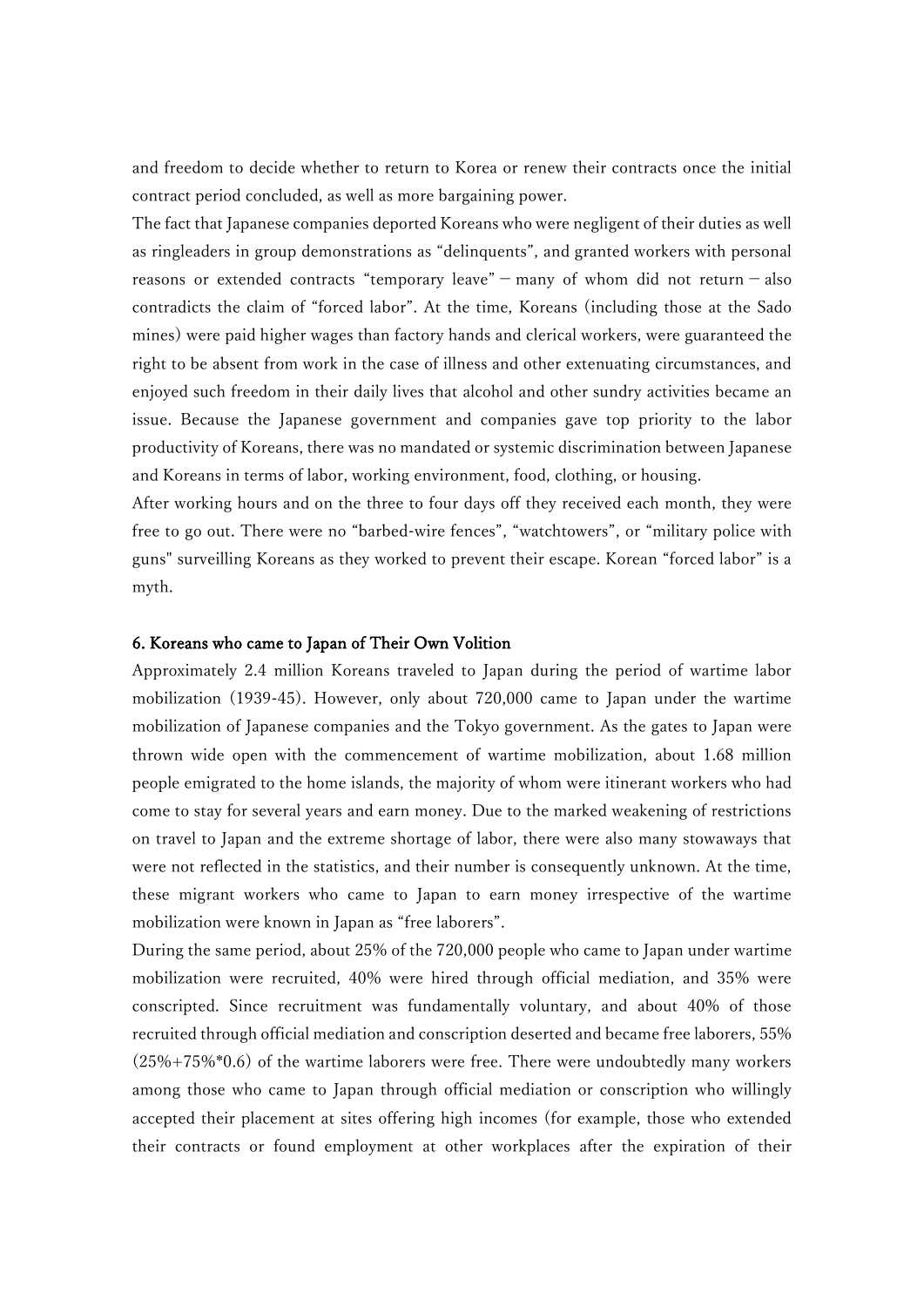and freedom to decide whether to return to Korea or renew their contracts once the initial contract period concluded, as well as more bargaining power.

The fact that Japanese companies deported Koreans who were negligent of their duties as well as ringleaders in group demonstrations as "delinquents", and granted workers with personal reasons or extended contracts "temporary leave" – many of whom did not return – also contradicts the claim of "forced labor". At the time, Koreans (including those at the Sado mines) were paid higher wages than factory hands and clerical workers, were guaranteed the right to be absent from work in the case of illness and other extenuating circumstances, and enjoyed such freedom in their daily lives that alcohol and other sundry activities became an issue. Because the Japanese government and companies gave top priority to the labor productivity of Koreans, there was no mandated or systemic discrimination between Japanese and Koreans in terms of labor, working environment, food, clothing, or housing.

After working hours and on the three to four days off they received each month, they were free to go out. There were no "barbed-wire fences", "watchtowers", or "military police with guns" surveilling Koreans as they worked to prevent their escape. Korean "forced labor" is a myth.

### 6. Koreans who came to Japan of Their Own Volition

Approximately 2.4 million Koreans traveled to Japan during the period of wartime labor mobilization (1939-45). However, only about 720,000 came to Japan under the wartime mobilization of Japanese companies and the Tokyo government. As the gates to Japan were thrown wide open with the commencement of wartime mobilization, about 1.68 million people emigrated to the home islands, the majority of whom were itinerant workers who had come to stay for several years and earn money. Due to the marked weakening of restrictions on travel to Japan and the extreme shortage of labor, there were also many stowaways that were not reflected in the statistics, and their number is consequently unknown. At the time, these migrant workers who came to Japan to earn money irrespective of the wartime mobilization were known in Japan as "free laborers".

During the same period, about 25% of the 720,000 people who came to Japan under wartime mobilization were recruited, 40% were hired through official mediation, and 35% were conscripted. Since recruitment was fundamentally voluntary, and about 40% of those recruited through official mediation and conscription deserted and became free laborers, 55% (25%+75%*0.6) of the wartime laborers were free. There were undoubtedly many workers among those who came to Japan through official mediation or conscription who willingly accepted their placement at sites offering high incomes (for example, those who extended their contracts or found employment at other workplaces after the expiration of their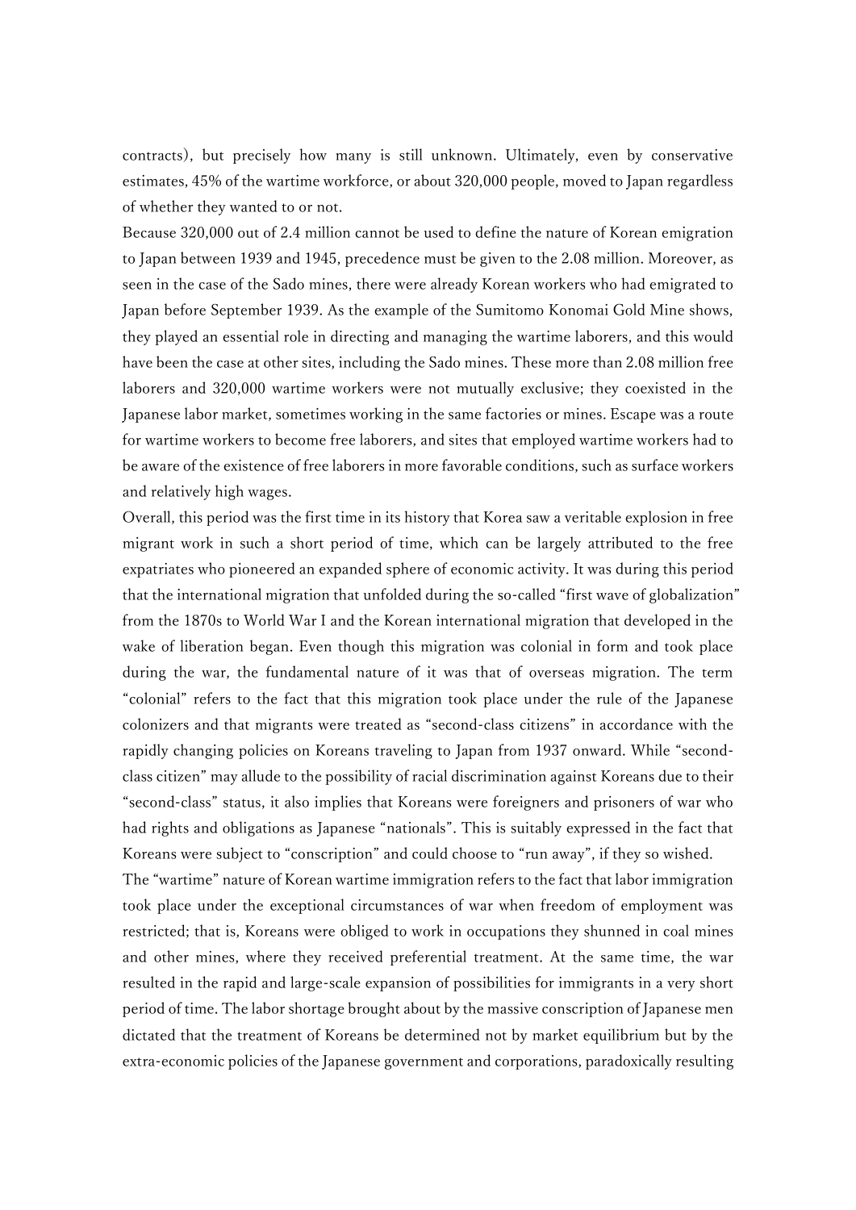contracts), but precisely how many is still unknown. Ultimately, even by conservative estimates, 45% of the wartime workforce, or about 320,000 people, moved to Japan regardless of whether they wanted to or not.

Because 320,000 out of 2.4 million cannot be used to define the nature of Korean emigration to Japan between 1939 and 1945, precedence must be given to the 2.08 million. Moreover, as seen in the case of the Sado mines, there were already Korean workers who had emigrated to Japan before September 1939. As the example of the Sumitomo Konomai Gold Mine shows, they played an essential role in directing and managing the wartime laborers, and this would have been the case at other sites, including the Sado mines. These more than 2.08 million free laborers and 320,000 wartime workers were not mutually exclusive; they coexisted in the Japanese labor market, sometimes working in the same factories or mines. Escape was a route for wartime workers to become free laborers, and sites that employed wartime workers had to be aware of the existence of free laborers in more favorable conditions, such as surface workers and relatively high wages.

Overall, this period was the first time in its history that Korea saw a veritable explosion in free migrant work in such a short period of time, which can be largely attributed to the free expatriates who pioneered an expanded sphere of economic activity. It was during this period that the international migration that unfolded during the so-called "first wave of globalization" from the 1870s to World War I and the Korean international migration that developed in the wake of liberation began. Even though this migration was colonial in form and took place during the war, the fundamental nature of it was that of overseas migration. The term "colonial" refers to the fact that this migration took place under the rule of the Japanese colonizers and that migrants were treated as "second-class citizens" in accordance with the rapidly changing policies on Koreans traveling to Japan from 1937 onward. While "second-class citizen" may allude to the possibility of racial discrimination against Koreans due to their "second-class" status, it also implies that Koreans were foreigners and prisoners of war who had rights and obligations as Japanese "nationals". This is suitably expressed in the fact that Koreans were subject to "conscription" and could choose to "run away", if they so wished.

The "wartime" nature of Korean wartime immigration refers to the fact that labor immigration took place under the exceptional circumstances of war when freedom of employment was restricted; that is, Koreans were obliged to work in occupations they shunned in coal mines and other mines, where they received preferential treatment. At the same time, the war resulted in the rapid and large-scale expansion of possibilities for immigrants in a very short period of time. The labor shortage brought about by the massive conscription of Japanese men dictated that the treatment of Koreans be determined not by market equilibrium but by the extra-economic policies of the Japanese government and corporations, paradoxically resulting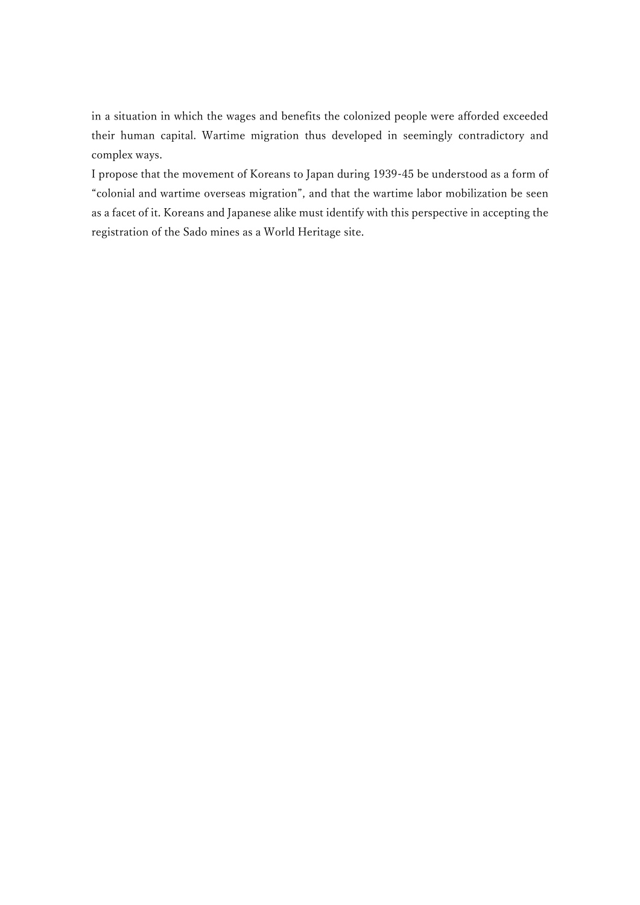in a situation in which the wages and benefits the colonized people were afforded exceeded their human capital. Wartime migration thus developed in seemingly contradictory and complex ways.

I propose that the movement of Koreans to Japan during 1939-45 be understood as a form of "colonial and wartime overseas migration", and that the wartime labor mobilization be seen as a facet of it. Koreans and Japanese alike must identify with this perspective in accepting the registration of the Sado mines as a World Heritage site.